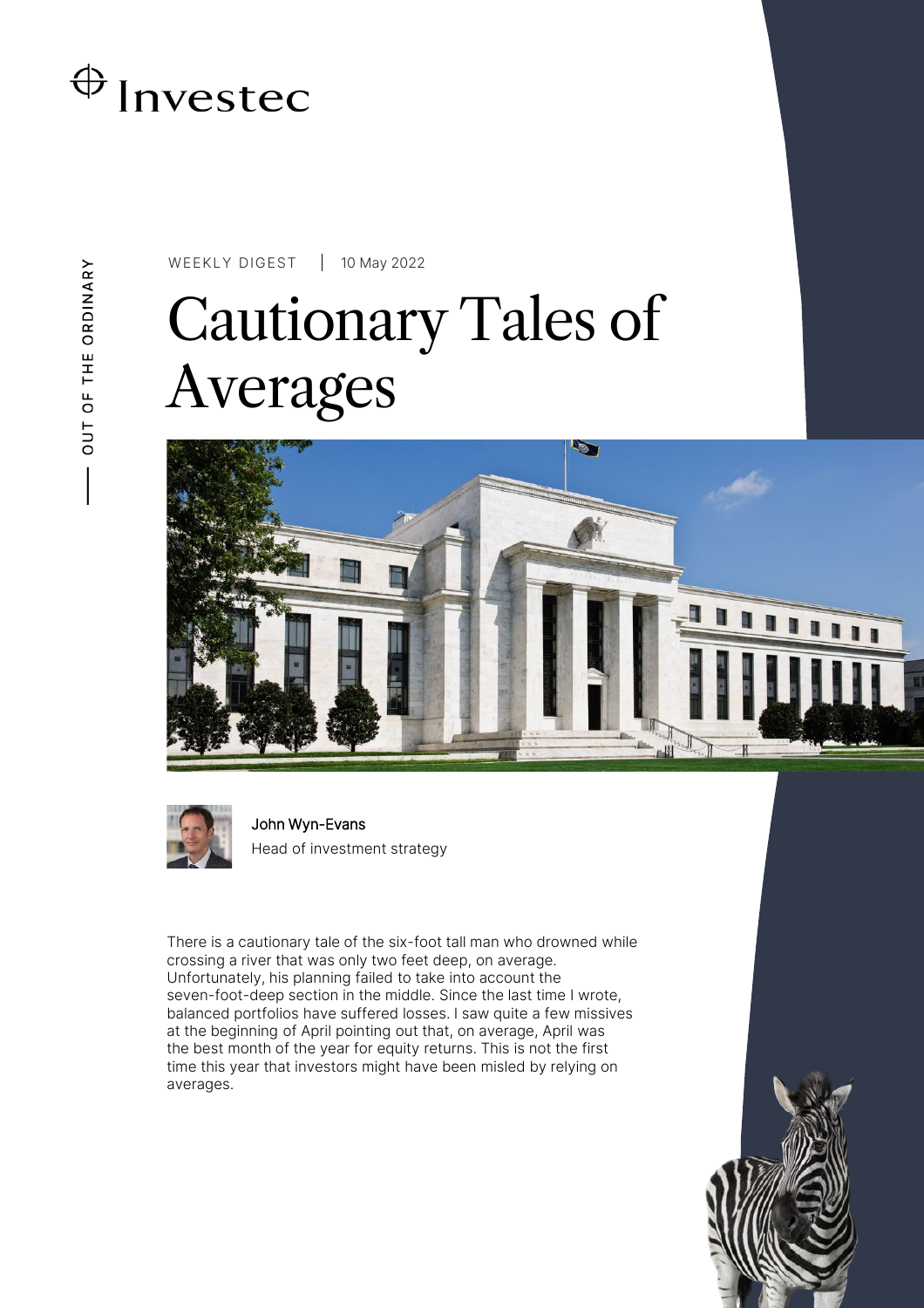Investec

OUT OF THE ORDINARY

WEEKLY DIGEST | 10 May 2022

# Cautionary Tales of Averages

John Wyn-Evans
Head of investment strategy

There is a cautionary tale of the six-foot tall man who drowned while crossing a river that was only two feet deep, on average. Unfortunately, his planning failed to take into account the seven-foot-deep section in the middle. Since the last time I wrote, balanced portfolios have suffered losses. I saw quite a few missives at the beginning of April pointing out that, on average, April was the best month of the year for equity returns. This is not the first time this year that investors might have been misled by relying on averages.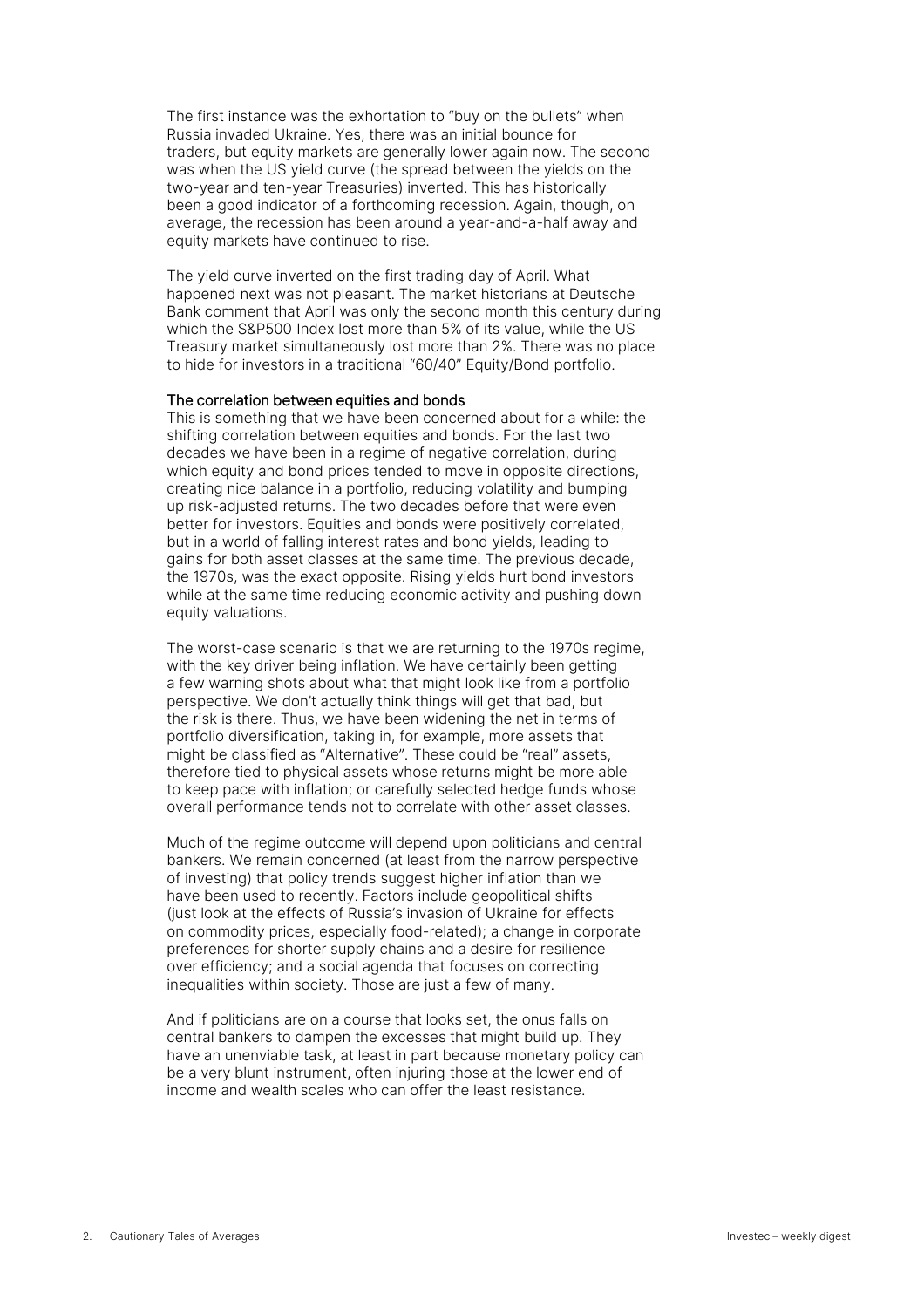The first instance was the exhortation to "buy on the bullets" when Russia invaded Ukraine. Yes, there was an initial bounce for traders, but equity markets are generally lower again now. The second was when the US yield curve (the spread between the yields on the two-year and ten-year Treasuries) inverted. This has historically been a good indicator of a forthcoming recession. Again, though, on average, the recession has been around a year-and-a-half away and equity markets have continued to rise.

The yield curve inverted on the first trading day of April. What happened next was not pleasant. The market historians at Deutsche Bank comment that April was only the second month this century during which the S&P500 Index lost more than 5% of its value, while the US Treasury market simultaneously lost more than 2%. There was no place to hide for investors in a traditional "60/40" Equity/Bond portfolio.

### The correlation between equities and bonds

This is something that we have been concerned about for a while: the shifting correlation between equities and bonds. For the last two decades we have been in a regime of negative correlation, during which equity and bond prices tended to move in opposite directions, creating nice balance in a portfolio, reducing volatility and bumping up risk-adjusted returns. The two decades before that were even better for investors. Equities and bonds were positively correlated, but in a world of falling interest rates and bond yields, leading to gains for both asset classes at the same time. The previous decade, the 1970s, was the exact opposite. Rising yields hurt bond investors while at the same time reducing economic activity and pushing down equity valuations.

The worst-case scenario is that we are returning to the 1970s regime, with the key driver being inflation. We have certainly been getting a few warning shots about what that might look like from a portfolio perspective. We don't actually think things will get that bad, but the risk is there. Thus, we have been widening the net in terms of portfolio diversification, taking in, for example, more assets that might be classified as "Alternative". These could be "real" assets, therefore tied to physical assets whose returns might be more able to keep pace with inflation; or carefully selected hedge funds whose overall performance tends not to correlate with other asset classes.

Much of the regime outcome will depend upon politicians and central bankers. We remain concerned (at least from the narrow perspective of investing) that policy trends suggest higher inflation than we have been used to recently. Factors include geopolitical shifts (just look at the effects of Russia's invasion of Ukraine for effects on commodity prices, especially food-related); a change in corporate preferences for shorter supply chains and a desire for resilience over efficiency; and a social agenda that focuses on correcting inequalities within society. Those are just a few of many.

And if politicians are on a course that looks set, the onus falls on central bankers to dampen the excesses that might build up. They have an unenviable task, at least in part because monetary policy can be a very blunt instrument, often injuring those at the lower end of income and wealth scales who can offer the least resistance.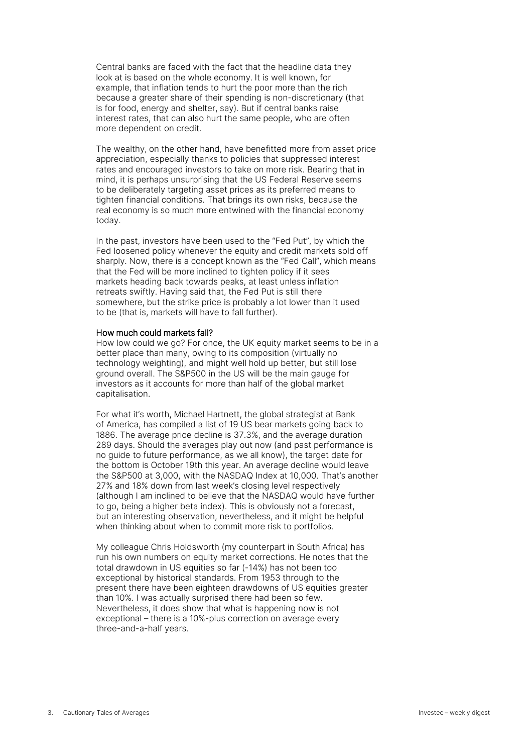Central banks are faced with the fact that the headline data they look at is based on the whole economy. It is well known, for example, that inflation tends to hurt the poor more than the rich because a greater share of their spending is non-discretionary (that is for food, energy and shelter, say). But if central banks raise interest rates, that can also hurt the same people, who are often more dependent on credit.

The wealthy, on the other hand, have benefitted more from asset price appreciation, especially thanks to policies that suppressed interest rates and encouraged investors to take on more risk. Bearing that in mind, it is perhaps unsurprising that the US Federal Reserve seems to be deliberately targeting asset prices as its preferred means to tighten financial conditions. That brings its own risks, because the real economy is so much more entwined with the financial economy today.

In the past, investors have been used to the "Fed Put", by which the Fed loosened policy whenever the equity and credit markets sold off sharply. Now, there is a concept known as the "Fed Call", which means that the Fed will be more inclined to tighten policy if it sees markets heading back towards peaks, at least unless inflation retreats swiftly. Having said that, the Fed Put is still there somewhere, but the strike price is probably a lot lower than it used to be (that is, markets will have to fall further).

## How much could markets fall?

How low could we go? For once, the UK equity market seems to be in a better place than many, owing to its composition (virtually no technology weighting), and might well hold up better, but still lose ground overall. The S&P500 in the US will be the main gauge for investors as it accounts for more than half of the global market capitalisation.

For what it's worth, Michael Hartnett, the global strategist at Bank of America, has compiled a list of 19 US bear markets going back to 1886. The average price decline is 37.3%, and the average duration 289 days. Should the averages play out now (and past performance is no guide to future performance, as we all know), the target date for the bottom is October 19th this year. An average decline would leave the S&P500 at 3,000, with the NASDAQ Index at 10,000. That's another 27% and 18% down from last week's closing level respectively (although I am inclined to believe that the NASDAQ would have further to go, being a higher beta index). This is obviously not a forecast, but an interesting observation, nevertheless, and it might be helpful when thinking about when to commit more risk to portfolios.

My colleague Chris Holdsworth (my counterpart in South Africa) has run his own numbers on equity market corrections. He notes that the total drawdown in US equities so far (-14%) has not been too exceptional by historical standards. From 1953 through to the present there have been eighteen drawdowns of US equities greater than 10%. I was actually surprised there had been so few. Nevertheless, it does show that what is happening now is not exceptional – there is a 10%-plus correction on average every three-and-a-half years.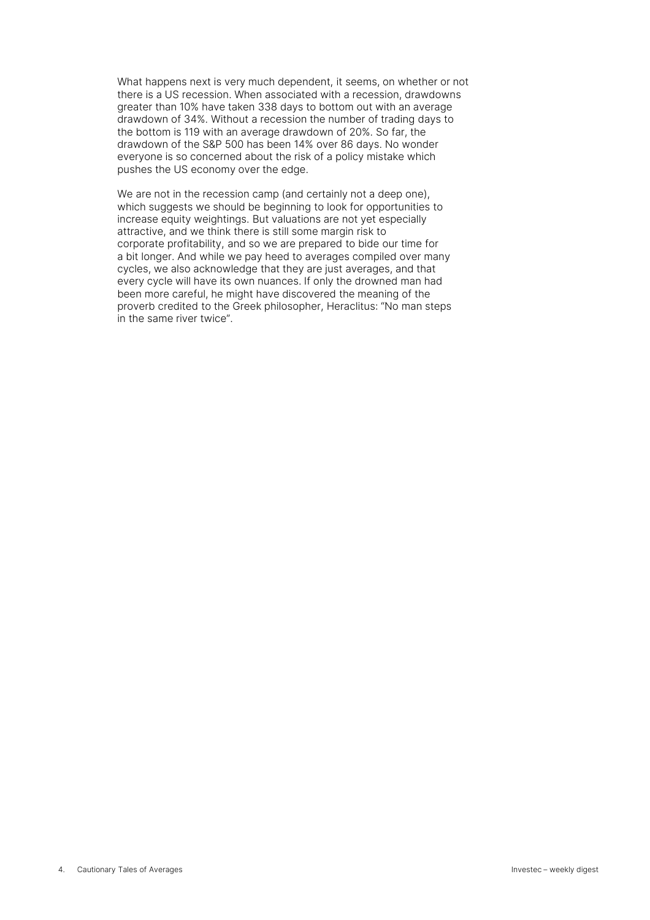What happens next is very much dependent, it seems, on whether or not there is a US recession. When associated with a recession, drawdowns greater than 10% have taken 338 days to bottom out with an average drawdown of 34%. Without a recession the number of trading days to the bottom is 119 with an average drawdown of 20%. So far, the drawdown of the S&P 500 has been 14% over 86 days. No wonder everyone is so concerned about the risk of a policy mistake which pushes the US economy over the edge.

We are not in the recession camp (and certainly not a deep one), which suggests we should be beginning to look for opportunities to increase equity weightings. But valuations are not yet especially attractive, and we think there is still some margin risk to corporate profitability, and so we are prepared to bide our time for a bit longer. And while we pay heed to averages compiled over many cycles, we also acknowledge that they are just averages, and that every cycle will have its own nuances. If only the drowned man had been more careful, he might have discovered the meaning of the proverb credited to the Greek philosopher, Heraclitus: "No man steps in the same river twice".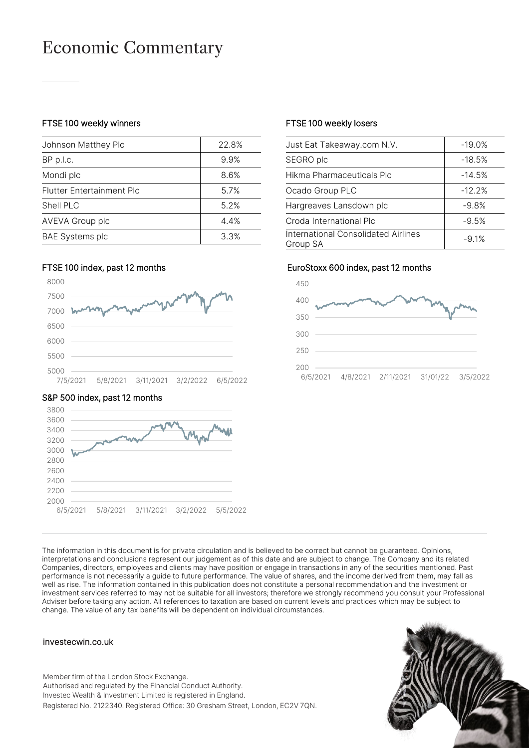# Economic Commentary

### FTSE 100 weekly winners

| | |
|---|---|
| Johnson Matthey Plc | 22.8% |
| BP p.l.c. | 9.9% |
| Mondi plc | 8.6% |
| Flutter Entertainment Plc | 5.7% |
| Shell PLC | 5.2% |
| AVEVA Group plc | 4.4% |
| BAE Systems plc | 3.3% |

### FTSE 100 weekly losers

| | |
|---|---|
| Just Eat Takeaway.com N.V. | -19.0% |
| SEGRO plc | -18.5% |
| Hikma Pharmaceuticals Plc | -14.5% |
| Ocado Group PLC | -12.2% |
| Hargreaves Lansdown plc | -9.8% |
| Croda International Plc | -9.5% |
| International Consolidated Airlines Group SA | -9.1% |

### FTSE 100 index, past 12 months

8000
7500
7000
6500
6000
5500
5000
7/5/2021 5/8/2021 3/11/2021 3/2/2022 6/5/2022

### EuroStoxx 600 index, past 12 months

450
400
350
300
250
200
6/5/2021 4/8/2021 2/11/2021 31/01/22 3/5/2022

### S&P 500 index, past 12 months

3800
3600
3400
3200
3000
2800
2600
2400
2200
2000
6/5/2021 5/8/2021 3/11/2021 3/2/2022 5/5/2022

---

The information in this document is for private circulation and is believed to be correct but cannot be guaranteed. Opinions, interpretations and conclusions represent our judgement as of this date and are subject to change. The Company and its related Companies, directors, employees and clients may have position or engage in transactions in any of the securities mentioned. Past performance is not necessarily a guide to future performance. The value of shares, and the income derived from them, may fall as well as rise. The information contained in this publication does not constitute a personal recommendation and the investment or investment services referred to may not be suitable for all investors; therefore we strongly recommend you consult your Professional Adviser before taking any action. All references to taxation are based on current levels and practices which may be subject to change. The value of any tax benefits will be dependent on individual circumstances.

investecwin.co.uk

Member firm of the London Stock Exchange.
Authorised and regulated by the Financial Conduct Authority.
Investec Wealth & Investment Limited is registered in England.
Registered No. 2122340. Registered Office: 30 Gresham Street, London, EC2V 7QN.